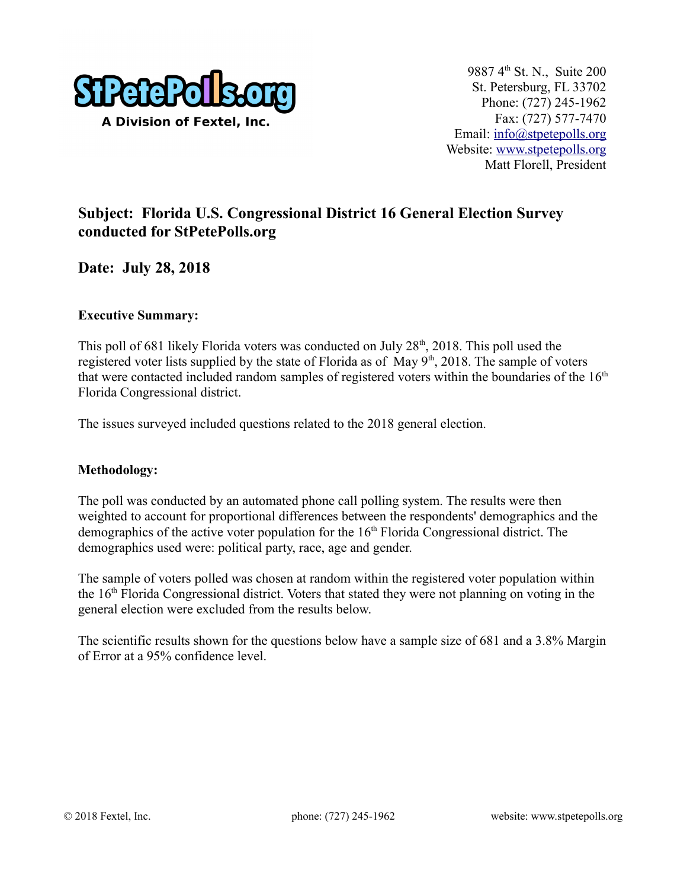StPetePolls.org
A Division of Fextel, Inc.

9887 4th St. N., Suite 200
St. Petersburg, FL 33702
Phone: (727) 245-1962
Fax: (727) 577-7470
Email: info@stpetepolls.org
Website: www.stpetepolls.org
Matt Florell, President

## Subject: Florida U.S. Congressional District 16 General Election Survey conducted for StPetePolls.org

## Date: July 28, 2018

**Executive Summary:**

This poll of 681 likely Florida voters was conducted on July 28th, 2018. This poll used the registered voter lists supplied by the state of Florida as of May 9th, 2018. The sample of voters that were contacted included random samples of registered voters within the boundaries of the 16th Florida Congressional district.

The issues surveyed included questions related to the 2018 general election.

**Methodology:**

The poll was conducted by an automated phone call polling system. The results were then weighted to account for proportional differences between the respondents' demographics and the demographics of the active voter population for the 16th Florida Congressional district. The demographics used were: political party, race, age and gender.

The sample of voters polled was chosen at random within the registered voter population within the 16th Florida Congressional district. Voters that stated they were not planning on voting in the general election were excluded from the results below.

The scientific results shown for the questions below have a sample size of 681 and a 3.8% Margin of Error at a 95% confidence level.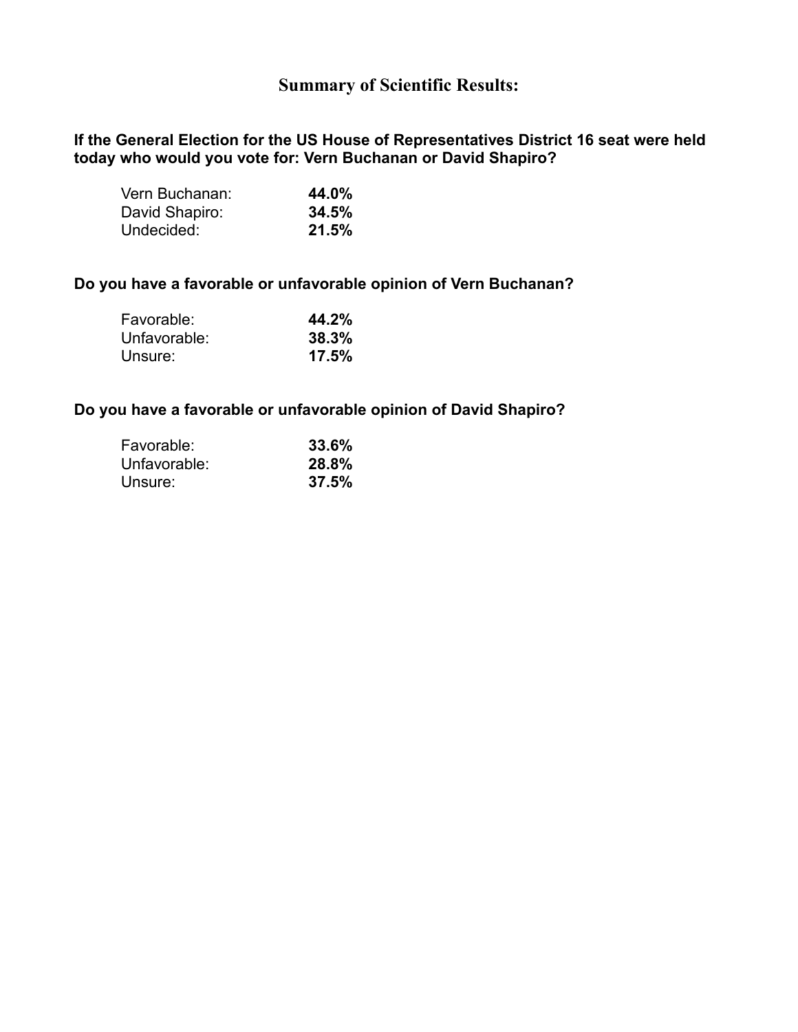# Summary of Scientific Results:

**If the General Election for the US House of Representatives District 16 seat were held today who would you vote for: Vern Buchanan or David Shapiro?**

| | |
|---|---|
| Vern Buchanan: | **44.0%** |
| David Shapiro: | **34.5%** |
| Undecided: | **21.5%** |

**Do you have a favorable or unfavorable opinion of Vern Buchanan?**

| | |
|---|---|
| Favorable: | **44.2%** |
| Unfavorable: | **38.3%** |
| Unsure: | **17.5%** |

**Do you have a favorable or unfavorable opinion of David Shapiro?**

| | |
|---|---|
| Favorable: | **33.6%** |
| Unfavorable: | **28.8%** |
| Unsure: | **37.5%** |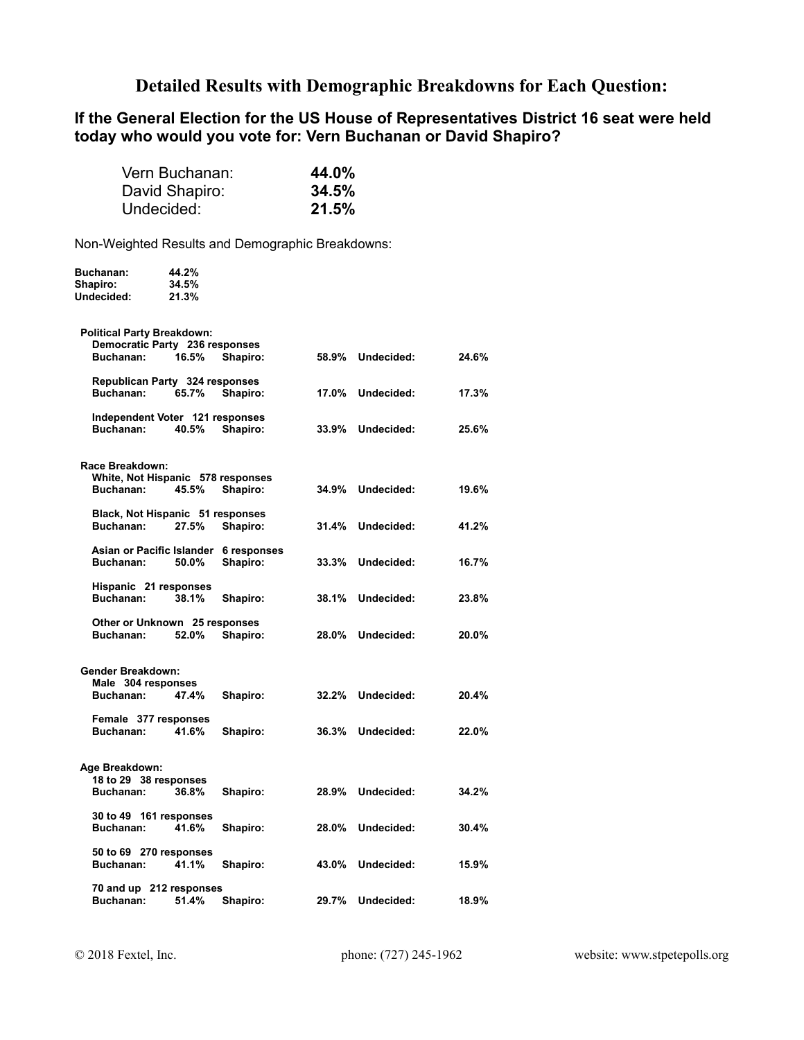# Detailed Results with Demographic Breakdowns for Each Question:

## If the General Election for the US House of Representatives District 16 seat were held today who would you vote for: Vern Buchanan or David Shapiro?

| | |
|---|---|
| Vern Buchanan: | **44.0%** |
| David Shapiro: | **34.5%** |
| Undecided: | **21.5%** |

Non-Weighted Results and Demographic Breakdowns:

| | |
|---|---|
| **Buchanan:** | **44.2%** |
| **Shapiro:** | **34.5%** |
| **Undecided:** | **21.3%** |

**Political Party Breakdown:**

| Group | Buchanan | Shapiro | Undecided |
|---|---|---|---|
| Democratic Party 236 responses | 16.5% | 58.9% | 24.6% |
| Republican Party 324 responses | 65.7% | 17.0% | 17.3% |
| Independent Voter 121 responses | 40.5% | 33.9% | 25.6% |

**Race Breakdown:**

| Group | Buchanan | Shapiro | Undecided |
|---|---|---|---|
| White, Not Hispanic 578 responses | 45.5% | 34.9% | 19.6% |
| Black, Not Hispanic 51 responses | 27.5% | 31.4% | 41.2% |
| Asian or Pacific Islander 6 responses | 50.0% | 33.3% | 16.7% |
| Hispanic 21 responses | 38.1% | 38.1% | 23.8% |
| Other or Unknown 25 responses | 52.0% | 28.0% | 20.0% |

**Gender Breakdown:**

| Group | Buchanan | Shapiro | Undecided |
|---|---|---|---|
| Male 304 responses | 47.4% | 32.2% | 20.4% |
| Female 377 responses | 41.6% | 36.3% | 22.0% |

**Age Breakdown:**

| Group | Buchanan | Shapiro | Undecided |
|---|---|---|---|
| 18 to 29 38 responses | 36.8% | 28.9% | 34.2% |
| 30 to 49 161 responses | 41.6% | 28.0% | 30.4% |
| 50 to 69 270 responses | 41.1% | 43.0% | 15.9% |
| 70 and up 212 responses | 51.4% | 29.7% | 18.9% |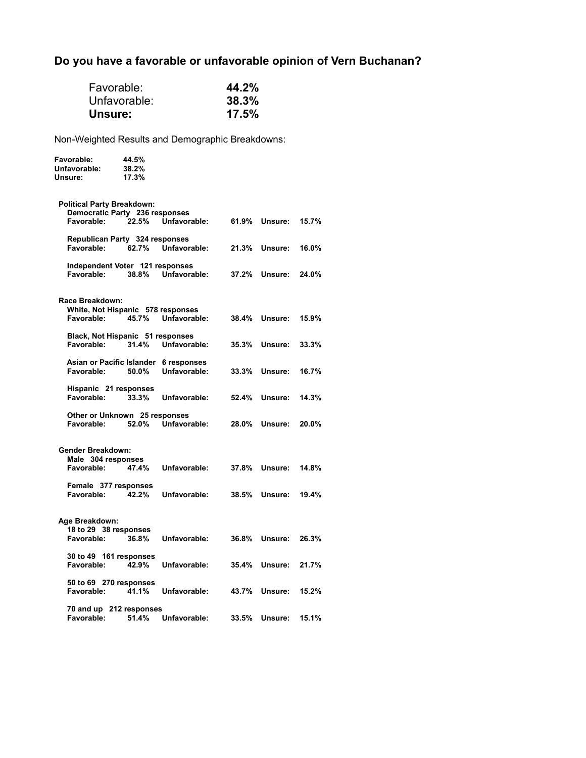## Do you have a favorable or unfavorable opinion of Vern Buchanan?

| | |
|---|---|
| Favorable: | **44.2%** |
| Unfavorable: | **38.3%** |
| **Unsure:** | **17.5%** |

Non-Weighted Results and Demographic Breakdowns:

| | |
|---|---|
| **Favorable:** | **44.5%** |
| **Unfavorable:** | **38.2%** |
| **Unsure:** | **17.3%** |

**Political Party Breakdown:**

**Democratic Party 236 responses**

| Favorable: | 22.5% | Unfavorable: | 61.9% | Unsure: | 15.7% |
|---|---|---|---|---|---|

**Republican Party 324 responses**

| Favorable: | 62.7% | Unfavorable: | 21.3% | Unsure: | 16.0% |
|---|---|---|---|---|---|

**Independent Voter 121 responses**

| Favorable: | 38.8% | Unfavorable: | 37.2% | Unsure: | 24.0% |
|---|---|---|---|---|---|

**Race Breakdown:**

**White, Not Hispanic 578 responses**

| Favorable: | 45.7% | Unfavorable: | 38.4% | Unsure: | 15.9% |
|---|---|---|---|---|---|

**Black, Not Hispanic 51 responses**

| Favorable: | 31.4% | Unfavorable: | 35.3% | Unsure: | 33.3% |
|---|---|---|---|---|---|

**Asian or Pacific Islander 6 responses**

| Favorable: | 50.0% | Unfavorable: | 33.3% | Unsure: | 16.7% |
|---|---|---|---|---|---|

**Hispanic 21 responses**

| Favorable: | 33.3% | Unfavorable: | 52.4% | Unsure: | 14.3% |
|---|---|---|---|---|---|

**Other or Unknown 25 responses**

| Favorable: | 52.0% | Unfavorable: | 28.0% | Unsure: | 20.0% |
|---|---|---|---|---|---|

**Gender Breakdown:**

**Male 304 responses**

| Favorable: | 47.4% | Unfavorable: | 37.8% | Unsure: | 14.8% |
|---|---|---|---|---|---|

**Female 377 responses**

| Favorable: | 42.2% | Unfavorable: | 38.5% | Unsure: | 19.4% |
|---|---|---|---|---|---|

**Age Breakdown:**

**18 to 29 38 responses**

| Favorable: | 36.8% | Unfavorable: | 36.8% | Unsure: | 26.3% |
|---|---|---|---|---|---|

**30 to 49 161 responses**

| Favorable: | 42.9% | Unfavorable: | 35.4% | Unsure: | 21.7% |
|---|---|---|---|---|---|

**50 to 69 270 responses**

| Favorable: | 41.1% | Unfavorable: | 43.7% | Unsure: | 15.2% |
|---|---|---|---|---|---|

**70 and up 212 responses**

| Favorable: | 51.4% | Unfavorable: | 33.5% | Unsure: | 15.1% |
|---|---|---|---|---|---|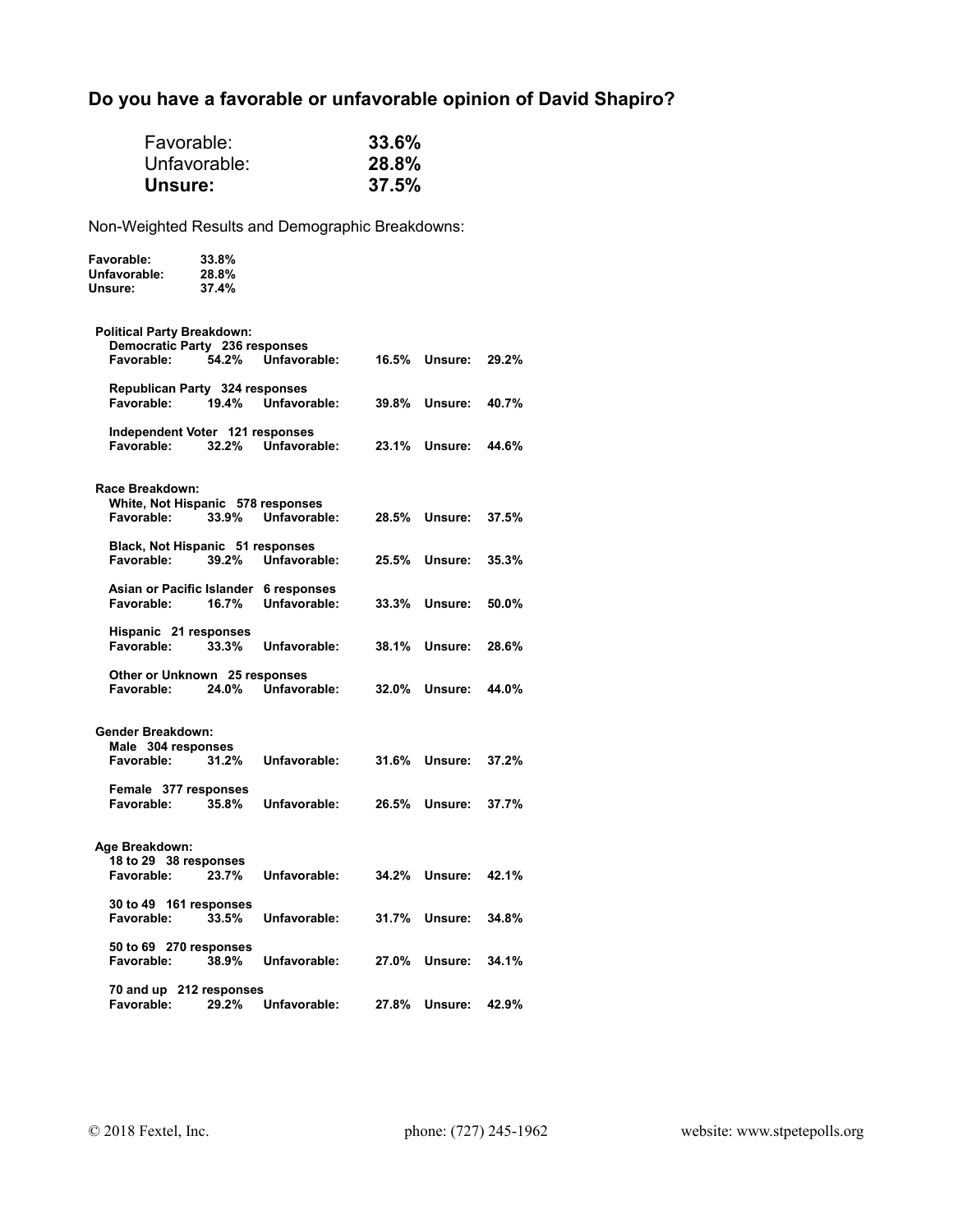## Do you have a favorable or unfavorable opinion of David Shapiro?

| | |
|---|---|
| Favorable: | **33.6%** |
| Unfavorable: | **28.8%** |
| **Unsure:** | **37.5%** |

Non-Weighted Results and Demographic Breakdowns:

| | |
|---|---|
| **Favorable:** | **33.8%** |
| **Unfavorable:** | **28.8%** |
| **Unsure:** | **37.4%** |

**Political Party Breakdown:**

**Democratic Party 236 responses**
**Favorable: 54.2% Unfavorable: 16.5% Unsure: 29.2%**

**Republican Party 324 responses**
**Favorable: 19.4% Unfavorable: 39.8% Unsure: 40.7%**

**Independent Voter 121 responses**
**Favorable: 32.2% Unfavorable: 23.1% Unsure: 44.6%**

**Race Breakdown:**

**White, Not Hispanic 578 responses**
**Favorable: 33.9% Unfavorable: 28.5% Unsure: 37.5%**

**Black, Not Hispanic 51 responses**
**Favorable: 39.2% Unfavorable: 25.5% Unsure: 35.3%**

**Asian or Pacific Islander 6 responses**
**Favorable: 16.7% Unfavorable: 33.3% Unsure: 50.0%**

**Hispanic 21 responses**
**Favorable: 33.3% Unfavorable: 38.1% Unsure: 28.6%**

**Other or Unknown 25 responses**
**Favorable: 24.0% Unfavorable: 32.0% Unsure: 44.0%**

**Gender Breakdown:**

**Male 304 responses**
**Favorable: 31.2% Unfavorable: 31.6% Unsure: 37.2%**

**Female 377 responses**
**Favorable: 35.8% Unfavorable: 26.5% Unsure: 37.7%**

**Age Breakdown:**

**18 to 29 38 responses**
**Favorable: 23.7% Unfavorable: 34.2% Unsure: 42.1%**

**30 to 49 161 responses**
**Favorable: 33.5% Unfavorable: 31.7% Unsure: 34.8%**

**50 to 69 270 responses**
**Favorable: 38.9% Unfavorable: 27.0% Unsure: 34.1%**

**70 and up 212 responses**
**Favorable: 29.2% Unfavorable: 27.8% Unsure: 42.9%**

© 2018 Fextel, Inc. phone: (727) 245-1962 website: www.stpetepolls.org